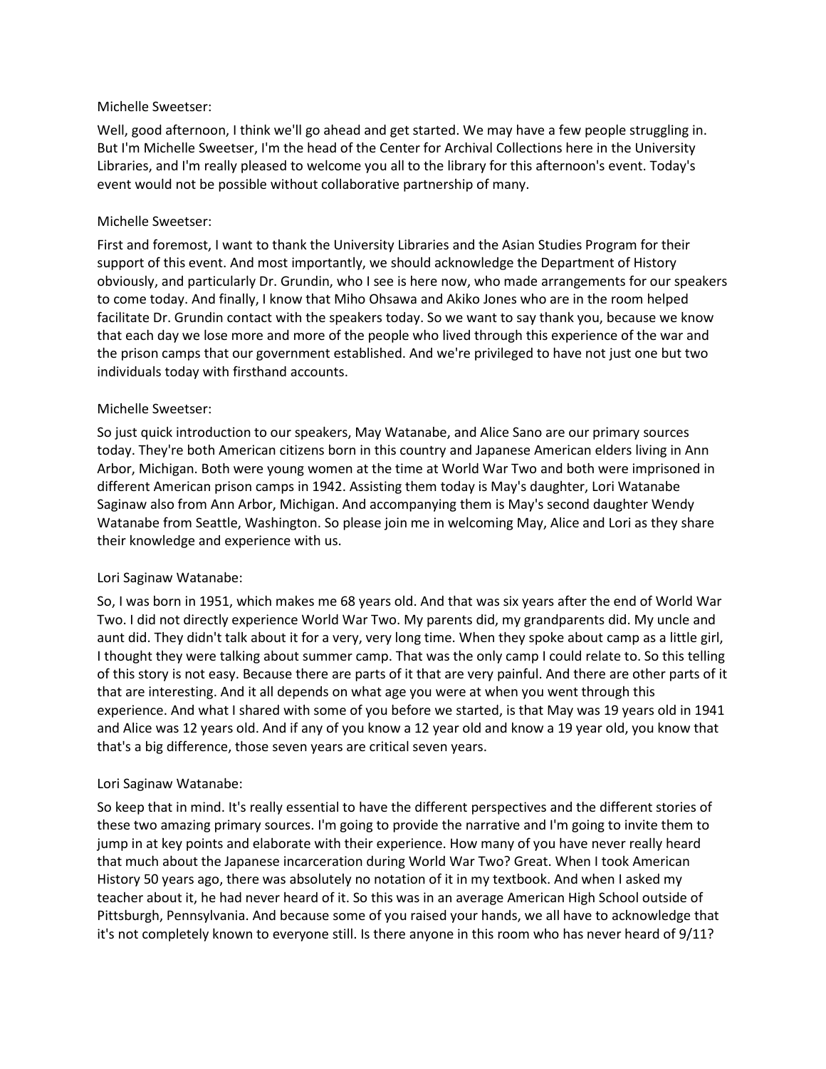Michelle Sweetser:

Well, good afternoon, I think we'll go ahead and get started. We may have a few people struggling in. But I'm Michelle Sweetser, I'm the head of the Center for Archival Collections here in the University Libraries, and I'm really pleased to welcome you all to the library for this afternoon's event. Today's event would not be possible without collaborative partnership of many.

Michelle Sweetser:

First and foremost, I want to thank the University Libraries and the Asian Studies Program for their support of this event. And most importantly, we should acknowledge the Department of History obviously, and particularly Dr. Grundin, who I see is here now, who made arrangements for our speakers to come today. And finally, I know that Miho Ohsawa and Akiko Jones who are in the room helped facilitate Dr. Grundin contact with the speakers today. So we want to say thank you, because we know that each day we lose more and more of the people who lived through this experience of the war and the prison camps that our government established. And we're privileged to have not just one but two individuals today with firsthand accounts.

Michelle Sweetser:

So just quick introduction to our speakers, May Watanabe, and Alice Sano are our primary sources today. They're both American citizens born in this country and Japanese American elders living in Ann Arbor, Michigan. Both were young women at the time at World War Two and both were imprisoned in different American prison camps in 1942. Assisting them today is May's daughter, Lori Watanabe Saginaw also from Ann Arbor, Michigan. And accompanying them is May's second daughter Wendy Watanabe from Seattle, Washington. So please join me in welcoming May, Alice and Lori as they share their knowledge and experience with us.

Lori Saginaw Watanabe:

So, I was born in 1951, which makes me 68 years old. And that was six years after the end of World War Two. I did not directly experience World War Two. My parents did, my grandparents did. My uncle and aunt did. They didn't talk about it for a very, very long time. When they spoke about camp as a little girl, I thought they were talking about summer camp. That was the only camp I could relate to. So this telling of this story is not easy. Because there are parts of it that are very painful. And there are other parts of it that are interesting. And it all depends on what age you were at when you went through this experience. And what I shared with some of you before we started, is that May was 19 years old in 1941 and Alice was 12 years old. And if any of you know a 12 year old and know a 19 year old, you know that that's a big difference, those seven years are critical seven years.

Lori Saginaw Watanabe:

So keep that in mind. It's really essential to have the different perspectives and the different stories of these two amazing primary sources. I'm going to provide the narrative and I'm going to invite them to jump in at key points and elaborate with their experience. How many of you have never really heard that much about the Japanese incarceration during World War Two? Great. When I took American History 50 years ago, there was absolutely no notation of it in my textbook. And when I asked my teacher about it, he had never heard of it. So this was in an average American High School outside of Pittsburgh, Pennsylvania. And because some of you raised your hands, we all have to acknowledge that it's not completely known to everyone still. Is there anyone in this room who has never heard of 9/11?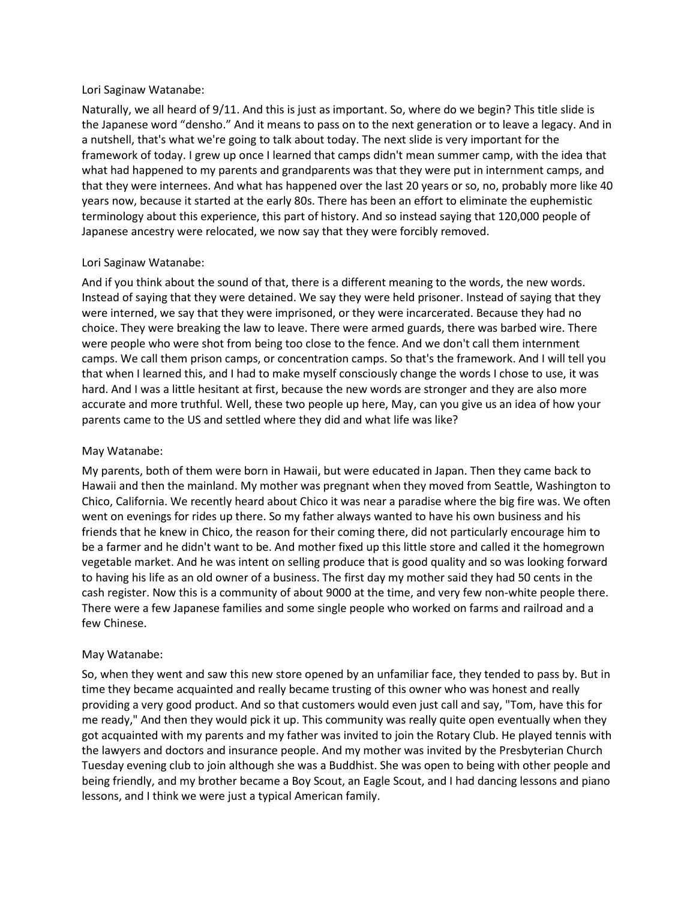Lori Saginaw Watanabe:

Naturally, we all heard of 9/11. And this is just as important. So, where do we begin? This title slide is the Japanese word "densho." And it means to pass on to the next generation or to leave a legacy. And in a nutshell, that's what we're going to talk about today. The next slide is very important for the framework of today. I grew up once I learned that camps didn't mean summer camp, with the idea that what had happened to my parents and grandparents was that they were put in internment camps, and that they were internees. And what has happened over the last 20 years or so, no, probably more like 40 years now, because it started at the early 80s. There has been an effort to eliminate the euphemistic terminology about this experience, this part of history. And so instead saying that 120,000 people of Japanese ancestry were relocated, we now say that they were forcibly removed.

Lori Saginaw Watanabe:

And if you think about the sound of that, there is a different meaning to the words, the new words. Instead of saying that they were detained. We say they were held prisoner. Instead of saying that they were interned, we say that they were imprisoned, or they were incarcerated. Because they had no choice. They were breaking the law to leave. There were armed guards, there was barbed wire. There were people who were shot from being too close to the fence. And we don't call them internment camps. We call them prison camps, or concentration camps. So that's the framework. And I will tell you that when I learned this, and I had to make myself consciously change the words I chose to use, it was hard. And I was a little hesitant at first, because the new words are stronger and they are also more accurate and more truthful. Well, these two people up here, May, can you give us an idea of how your parents came to the US and settled where they did and what life was like?

May Watanabe:

My parents, both of them were born in Hawaii, but were educated in Japan. Then they came back to Hawaii and then the mainland. My mother was pregnant when they moved from Seattle, Washington to Chico, California. We recently heard about Chico it was near a paradise where the big fire was. We often went on evenings for rides up there. So my father always wanted to have his own business and his friends that he knew in Chico, the reason for their coming there, did not particularly encourage him to be a farmer and he didn't want to be. And mother fixed up this little store and called it the homegrown vegetable market. And he was intent on selling produce that is good quality and so was looking forward to having his life as an old owner of a business. The first day my mother said they had 50 cents in the cash register. Now this is a community of about 9000 at the time, and very few non-white people there. There were a few Japanese families and some single people who worked on farms and railroad and a few Chinese.

May Watanabe:

So, when they went and saw this new store opened by an unfamiliar face, they tended to pass by. But in time they became acquainted and really became trusting of this owner who was honest and really providing a very good product. And so that customers would even just call and say, "Tom, have this for me ready," And then they would pick it up. This community was really quite open eventually when they got acquainted with my parents and my father was invited to join the Rotary Club. He played tennis with the lawyers and doctors and insurance people. And my mother was invited by the Presbyterian Church Tuesday evening club to join although she was a Buddhist. She was open to being with other people and being friendly, and my brother became a Boy Scout, an Eagle Scout, and I had dancing lessons and piano lessons, and I think we were just a typical American family.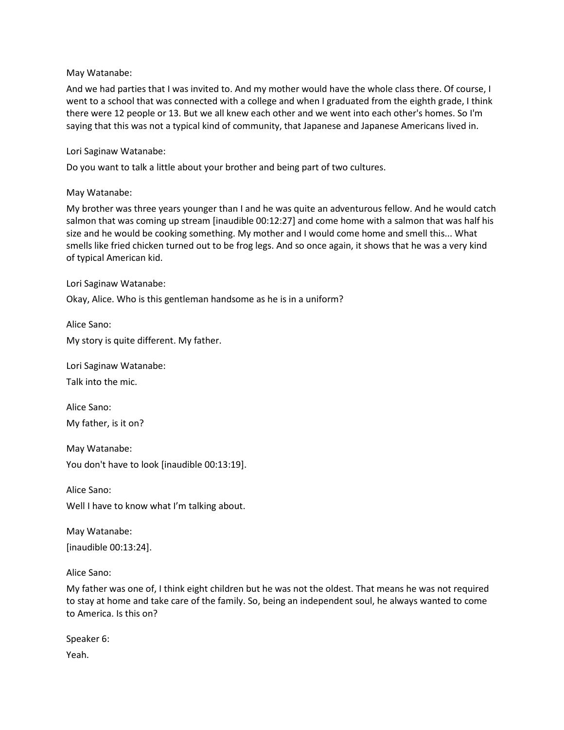May Watanabe:

And we had parties that I was invited to. And my mother would have the whole class there. Of course, I went to a school that was connected with a college and when I graduated from the eighth grade, I think there were 12 people or 13. But we all knew each other and we went into each other's homes. So I'm saying that this was not a typical kind of community, that Japanese and Japanese Americans lived in.

Lori Saginaw Watanabe:

Do you want to talk a little about your brother and being part of two cultures.

May Watanabe:

My brother was three years younger than I and he was quite an adventurous fellow. And he would catch salmon that was coming up stream [inaudible 00:12:27] and come home with a salmon that was half his size and he would be cooking something. My mother and I would come home and smell this... What smells like fried chicken turned out to be frog legs. And so once again, it shows that he was a very kind of typical American kid.

Lori Saginaw Watanabe:

Okay, Alice. Who is this gentleman handsome as he is in a uniform?

Alice Sano:

My story is quite different. My father.

Lori Saginaw Watanabe:

Talk into the mic.

Alice Sano:

My father, is it on?

May Watanabe:

You don't have to look [inaudible 00:13:19].

Alice Sano:

Well I have to know what I'm talking about.

May Watanabe:

[inaudible 00:13:24].

Alice Sano:

My father was one of, I think eight children but he was not the oldest. That means he was not required to stay at home and take care of the family. So, being an independent soul, he always wanted to come to America. Is this on?

Speaker 6:

Yeah.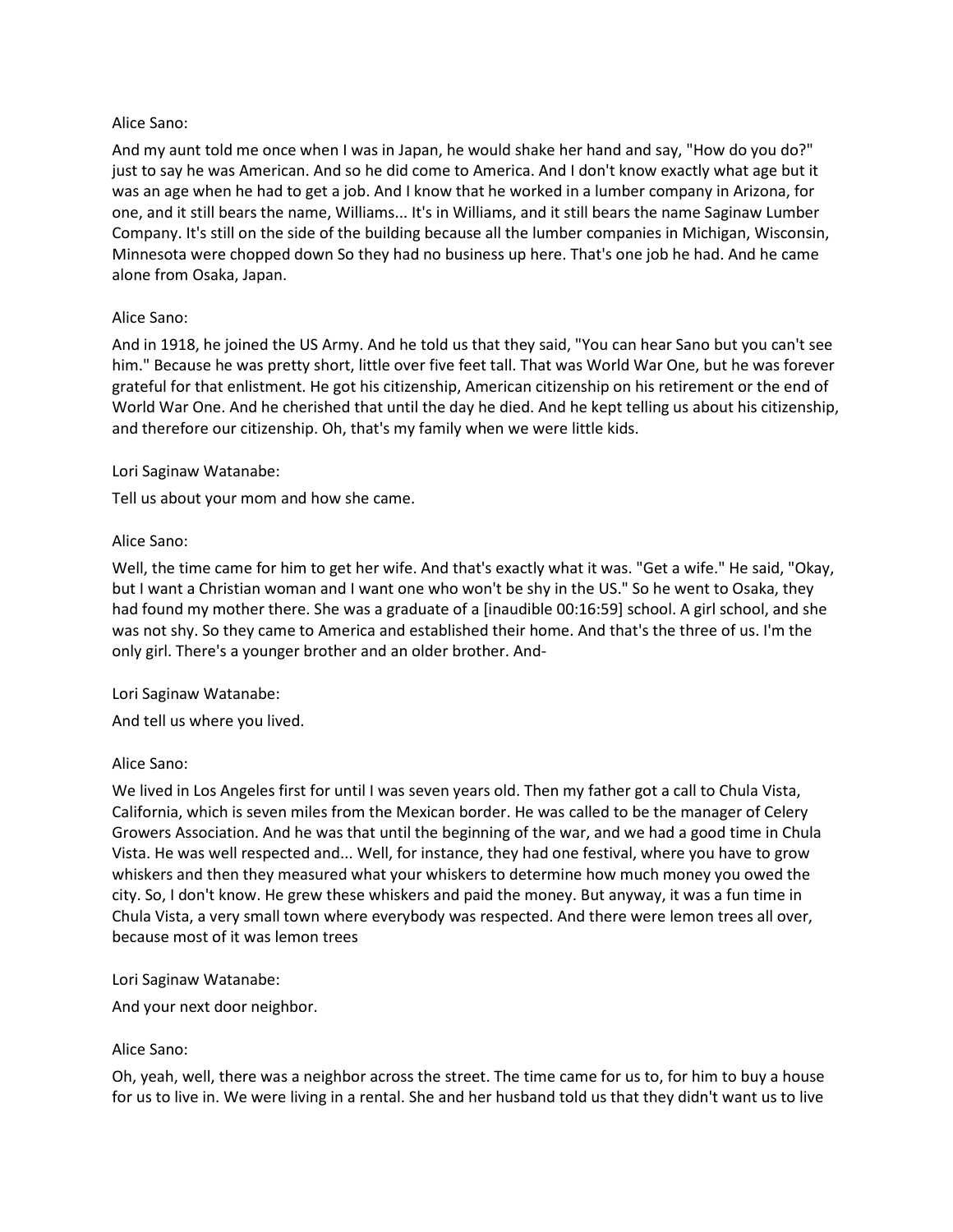Alice Sano:

And my aunt told me once when I was in Japan, he would shake her hand and say, "How do you do?" just to say he was American. And so he did come to America. And I don't know exactly what age but it was an age when he had to get a job. And I know that he worked in a lumber company in Arizona, for one, and it still bears the name, Williams... It's in Williams, and it still bears the name Saginaw Lumber Company. It's still on the side of the building because all the lumber companies in Michigan, Wisconsin, Minnesota were chopped down So they had no business up here. That's one job he had. And he came alone from Osaka, Japan.

Alice Sano:

And in 1918, he joined the US Army. And he told us that they said, "You can hear Sano but you can't see him." Because he was pretty short, little over five feet tall. That was World War One, but he was forever grateful for that enlistment. He got his citizenship, American citizenship on his retirement or the end of World War One. And he cherished that until the day he died. And he kept telling us about his citizenship, and therefore our citizenship. Oh, that's my family when we were little kids.

Lori Saginaw Watanabe:

Tell us about your mom and how she came.

Alice Sano:

Well, the time came for him to get her wife. And that's exactly what it was. "Get a wife." He said, "Okay, but I want a Christian woman and I want one who won't be shy in the US." So he went to Osaka, they had found my mother there. She was a graduate of a [inaudible 00:16:59] school. A girl school, and she was not shy. So they came to America and established their home. And that's the three of us. I'm the only girl. There's a younger brother and an older brother. And-

Lori Saginaw Watanabe:

And tell us where you lived.

Alice Sano:

We lived in Los Angeles first for until I was seven years old. Then my father got a call to Chula Vista, California, which is seven miles from the Mexican border. He was called to be the manager of Celery Growers Association. And he was that until the beginning of the war, and we had a good time in Chula Vista. He was well respected and... Well, for instance, they had one festival, where you have to grow whiskers and then they measured what your whiskers to determine how much money you owed the city. So, I don't know. He grew these whiskers and paid the money. But anyway, it was a fun time in Chula Vista, a very small town where everybody was respected. And there were lemon trees all over, because most of it was lemon trees

Lori Saginaw Watanabe:

And your next door neighbor.

Alice Sano:

Oh, yeah, well, there was a neighbor across the street. The time came for us to, for him to buy a house for us to live in. We were living in a rental. She and her husband told us that they didn't want us to live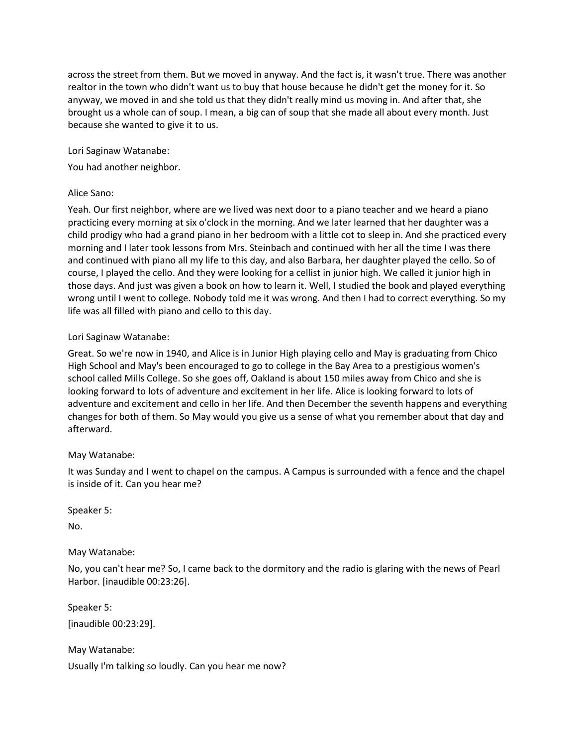across the street from them. But we moved in anyway. And the fact is, it wasn't true. There was another realtor in the town who didn't want us to buy that house because he didn't get the money for it. So anyway, we moved in and she told us that they didn't really mind us moving in. And after that, she brought us a whole can of soup. I mean, a big can of soup that she made all about every month. Just because she wanted to give it to us.

Lori Saginaw Watanabe:

You had another neighbor.

Alice Sano:

Yeah. Our first neighbor, where are we lived was next door to a piano teacher and we heard a piano practicing every morning at six o'clock in the morning. And we later learned that her daughter was a child prodigy who had a grand piano in her bedroom with a little cot to sleep in. And she practiced every morning and I later took lessons from Mrs. Steinbach and continued with her all the time I was there and continued with piano all my life to this day, and also Barbara, her daughter played the cello. So of course, I played the cello. And they were looking for a cellist in junior high. We called it junior high in those days. And just was given a book on how to learn it. Well, I studied the book and played everything wrong until I went to college. Nobody told me it was wrong. And then I had to correct everything. So my life was all filled with piano and cello to this day.

Lori Saginaw Watanabe:

Great. So we're now in 1940, and Alice is in Junior High playing cello and May is graduating from Chico High School and May's been encouraged to go to college in the Bay Area to a prestigious women's school called Mills College. So she goes off, Oakland is about 150 miles away from Chico and she is looking forward to lots of adventure and excitement in her life. Alice is looking forward to lots of adventure and excitement and cello in her life. And then December the seventh happens and everything changes for both of them. So May would you give us a sense of what you remember about that day and afterward.

May Watanabe:

It was Sunday and I went to chapel on the campus. A Campus is surrounded with a fence and the chapel is inside of it. Can you hear me?

Speaker 5:

No.

May Watanabe:

No, you can't hear me? So, I came back to the dormitory and the radio is glaring with the news of Pearl Harbor. [inaudible 00:23:26].

Speaker 5:

[inaudible 00:23:29].

May Watanabe:

Usually I'm talking so loudly. Can you hear me now?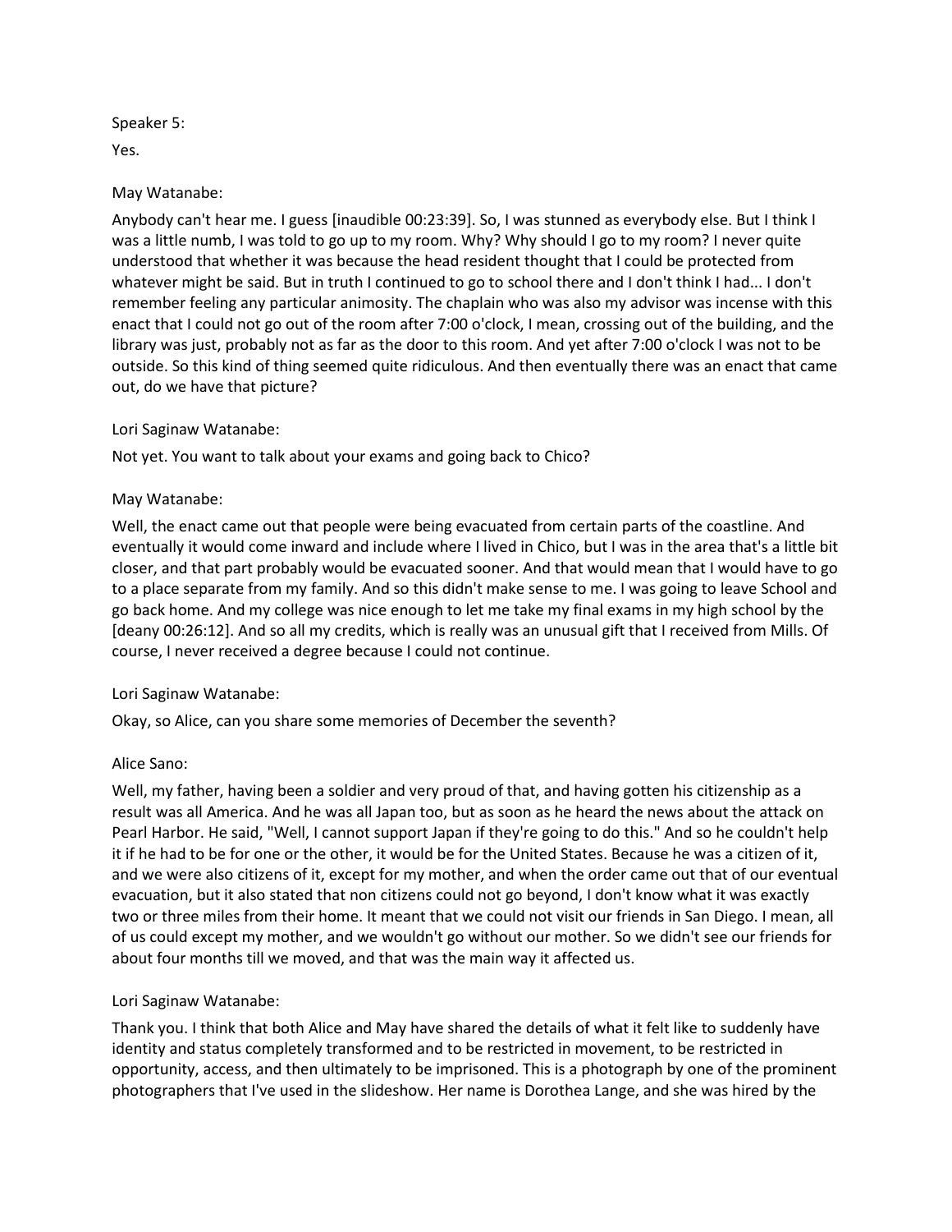Speaker 5:

Yes.

May Watanabe:

Anybody can't hear me. I guess [inaudible 00:23:39]. So, I was stunned as everybody else. But I think I was a little numb, I was told to go up to my room. Why? Why should I go to my room? I never quite understood that whether it was because the head resident thought that I could be protected from whatever might be said. But in truth I continued to go to school there and I don't think I had... I don't remember feeling any particular animosity. The chaplain who was also my advisor was incense with this enact that I could not go out of the room after 7:00 o'clock, I mean, crossing out of the building, and the library was just, probably not as far as the door to this room. And yet after 7:00 o'clock I was not to be outside. So this kind of thing seemed quite ridiculous. And then eventually there was an enact that came out, do we have that picture?

Lori Saginaw Watanabe:

Not yet. You want to talk about your exams and going back to Chico?

May Watanabe:

Well, the enact came out that people were being evacuated from certain parts of the coastline. And eventually it would come inward and include where I lived in Chico, but I was in the area that's a little bit closer, and that part probably would be evacuated sooner. And that would mean that I would have to go to a place separate from my family. And so this didn't make sense to me. I was going to leave School and go back home. And my college was nice enough to let me take my final exams in my high school by the [deany 00:26:12]. And so all my credits, which is really was an unusual gift that I received from Mills. Of course, I never received a degree because I could not continue.

Lori Saginaw Watanabe:

Okay, so Alice, can you share some memories of December the seventh?

Alice Sano:

Well, my father, having been a soldier and very proud of that, and having gotten his citizenship as a result was all America. And he was all Japan too, but as soon as he heard the news about the attack on Pearl Harbor. He said, "Well, I cannot support Japan if they're going to do this." And so he couldn't help it if he had to be for one or the other, it would be for the United States. Because he was a citizen of it, and we were also citizens of it, except for my mother, and when the order came out that of our eventual evacuation, but it also stated that non citizens could not go beyond, I don't know what it was exactly two or three miles from their home. It meant that we could not visit our friends in San Diego. I mean, all of us could except my mother, and we wouldn't go without our mother. So we didn't see our friends for about four months till we moved, and that was the main way it affected us.

Lori Saginaw Watanabe:

Thank you. I think that both Alice and May have shared the details of what it felt like to suddenly have identity and status completely transformed and to be restricted in movement, to be restricted in opportunity, access, and then ultimately to be imprisoned. This is a photograph by one of the prominent photographers that I've used in the slideshow. Her name is Dorothea Lange, and she was hired by the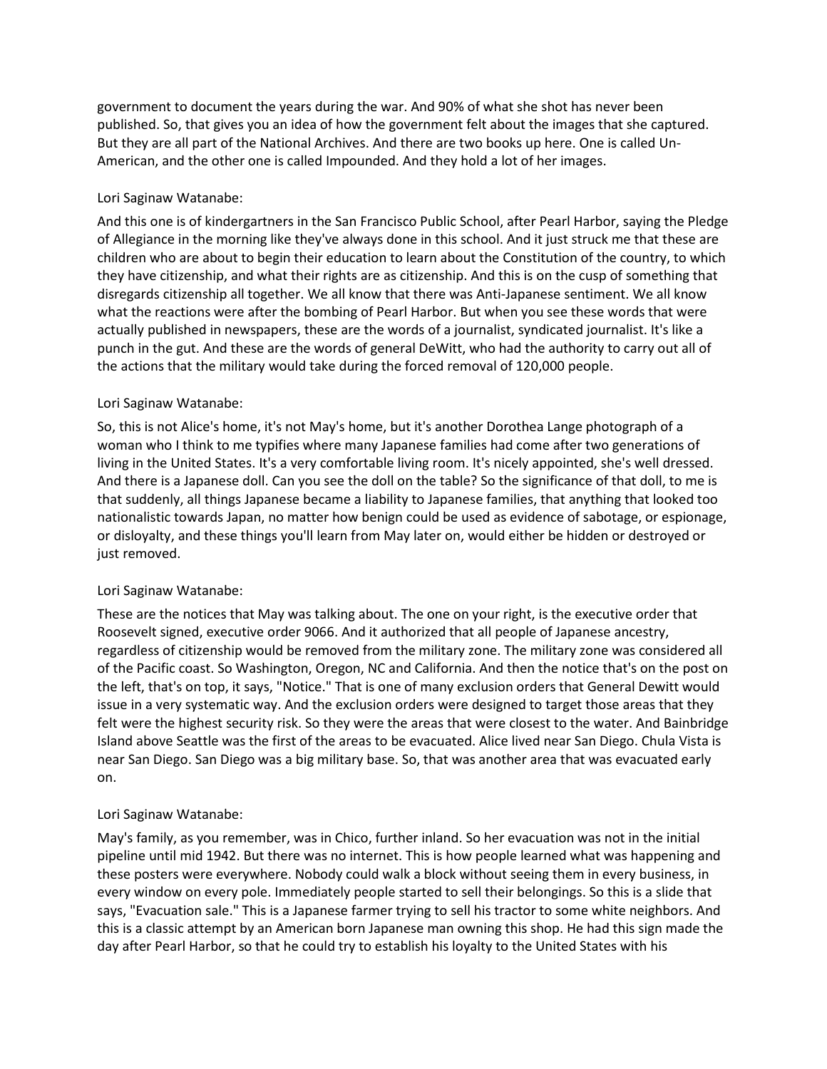government to document the years during the war. And 90% of what she shot has never been published. So, that gives you an idea of how the government felt about the images that she captured. But they are all part of the National Archives. And there are two books up here. One is called Un-American, and the other one is called Impounded. And they hold a lot of her images.

Lori Saginaw Watanabe:

And this one is of kindergartners in the San Francisco Public School, after Pearl Harbor, saying the Pledge of Allegiance in the morning like they've always done in this school. And it just struck me that these are children who are about to begin their education to learn about the Constitution of the country, to which they have citizenship, and what their rights are as citizenship. And this is on the cusp of something that disregards citizenship all together. We all know that there was Anti-Japanese sentiment. We all know what the reactions were after the bombing of Pearl Harbor. But when you see these words that were actually published in newspapers, these are the words of a journalist, syndicated journalist. It's like a punch in the gut. And these are the words of general DeWitt, who had the authority to carry out all of the actions that the military would take during the forced removal of 120,000 people.

Lori Saginaw Watanabe:

So, this is not Alice's home, it's not May's home, but it's another Dorothea Lange photograph of a woman who I think to me typifies where many Japanese families had come after two generations of living in the United States. It's a very comfortable living room. It's nicely appointed, she's well dressed. And there is a Japanese doll. Can you see the doll on the table? So the significance of that doll, to me is that suddenly, all things Japanese became a liability to Japanese families, that anything that looked too nationalistic towards Japan, no matter how benign could be used as evidence of sabotage, or espionage, or disloyalty, and these things you'll learn from May later on, would either be hidden or destroyed or just removed.

Lori Saginaw Watanabe:

These are the notices that May was talking about. The one on your right, is the executive order that Roosevelt signed, executive order 9066. And it authorized that all people of Japanese ancestry, regardless of citizenship would be removed from the military zone. The military zone was considered all of the Pacific coast. So Washington, Oregon, NC and California. And then the notice that's on the post on the left, that's on top, it says, "Notice." That is one of many exclusion orders that General Dewitt would issue in a very systematic way. And the exclusion orders were designed to target those areas that they felt were the highest security risk. So they were the areas that were closest to the water. And Bainbridge Island above Seattle was the first of the areas to be evacuated. Alice lived near San Diego. Chula Vista is near San Diego. San Diego was a big military base. So, that was another area that was evacuated early on.

Lori Saginaw Watanabe:

May's family, as you remember, was in Chico, further inland. So her evacuation was not in the initial pipeline until mid 1942. But there was no internet. This is how people learned what was happening and these posters were everywhere. Nobody could walk a block without seeing them in every business, in every window on every pole. Immediately people started to sell their belongings. So this is a slide that says, "Evacuation sale." This is a Japanese farmer trying to sell his tractor to some white neighbors. And this is a classic attempt by an American born Japanese man owning this shop. He had this sign made the day after Pearl Harbor, so that he could try to establish his loyalty to the United States with his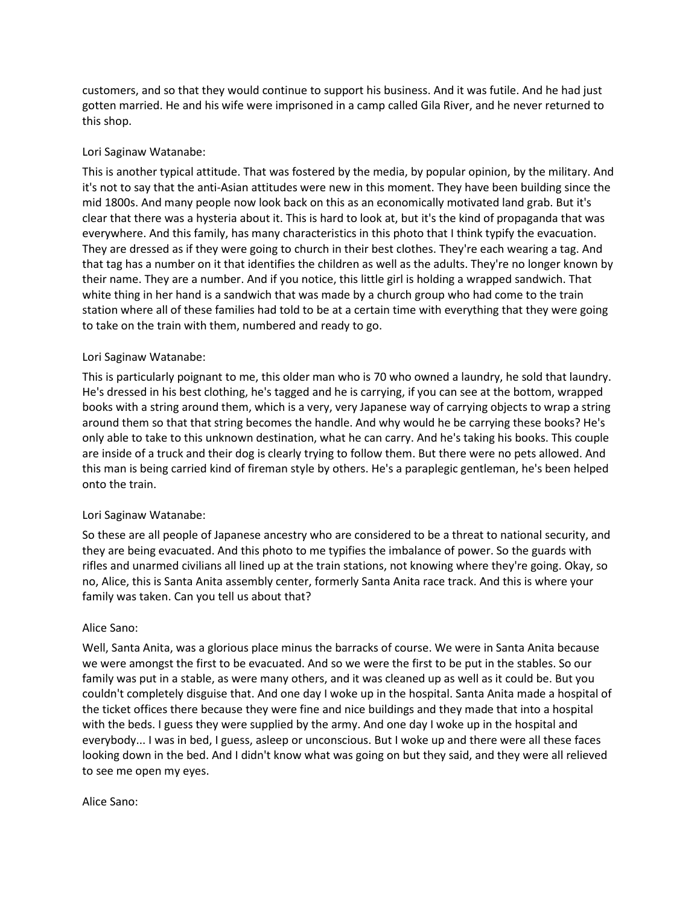customers, and so that they would continue to support his business. And it was futile. And he had just gotten married. He and his wife were imprisoned in a camp called Gila River, and he never returned to this shop.

Lori Saginaw Watanabe:

This is another typical attitude. That was fostered by the media, by popular opinion, by the military. And it's not to say that the anti-Asian attitudes were new in this moment. They have been building since the mid 1800s. And many people now look back on this as an economically motivated land grab. But it's clear that there was a hysteria about it. This is hard to look at, but it's the kind of propaganda that was everywhere. And this family, has many characteristics in this photo that I think typify the evacuation. They are dressed as if they were going to church in their best clothes. They're each wearing a tag. And that tag has a number on it that identifies the children as well as the adults. They're no longer known by their name. They are a number. And if you notice, this little girl is holding a wrapped sandwich. That white thing in her hand is a sandwich that was made by a church group who had come to the train station where all of these families had told to be at a certain time with everything that they were going to take on the train with them, numbered and ready to go.

Lori Saginaw Watanabe:

This is particularly poignant to me, this older man who is 70 who owned a laundry, he sold that laundry. He's dressed in his best clothing, he's tagged and he is carrying, if you can see at the bottom, wrapped books with a string around them, which is a very, very Japanese way of carrying objects to wrap a string around them so that that string becomes the handle. And why would he be carrying these books? He's only able to take to this unknown destination, what he can carry. And he's taking his books. This couple are inside of a truck and their dog is clearly trying to follow them. But there were no pets allowed. And this man is being carried kind of fireman style by others. He's a paraplegic gentleman, he's been helped onto the train.

Lori Saginaw Watanabe:

So these are all people of Japanese ancestry who are considered to be a threat to national security, and they are being evacuated. And this photo to me typifies the imbalance of power. So the guards with rifles and unarmed civilians all lined up at the train stations, not knowing where they're going. Okay, so no, Alice, this is Santa Anita assembly center, formerly Santa Anita race track. And this is where your family was taken. Can you tell us about that?

Alice Sano:

Well, Santa Anita, was a glorious place minus the barracks of course. We were in Santa Anita because we were amongst the first to be evacuated. And so we were the first to be put in the stables. So our family was put in a stable, as were many others, and it was cleaned up as well as it could be. But you couldn't completely disguise that. And one day I woke up in the hospital. Santa Anita made a hospital of the ticket offices there because they were fine and nice buildings and they made that into a hospital with the beds. I guess they were supplied by the army. And one day I woke up in the hospital and everybody... I was in bed, I guess, asleep or unconscious. But I woke up and there were all these faces looking down in the bed. And I didn't know what was going on but they said, and they were all relieved to see me open my eyes.

Alice Sano: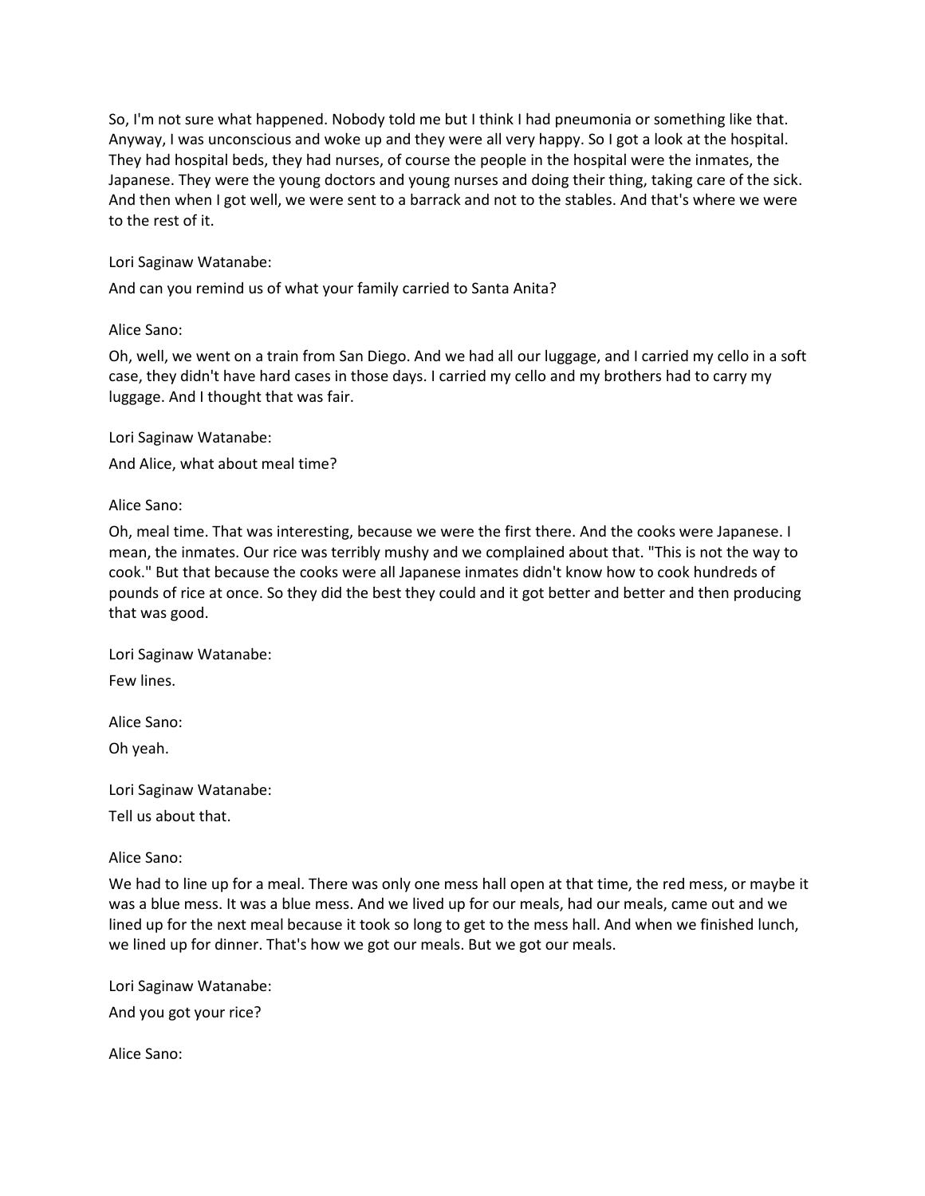So, I'm not sure what happened. Nobody told me but I think I had pneumonia or something like that. Anyway, I was unconscious and woke up and they were all very happy. So I got a look at the hospital. They had hospital beds, they had nurses, of course the people in the hospital were the inmates, the Japanese. They were the young doctors and young nurses and doing their thing, taking care of the sick. And then when I got well, we were sent to a barrack and not to the stables. And that's where we were to the rest of it.

Lori Saginaw Watanabe:

And can you remind us of what your family carried to Santa Anita?

Alice Sano:

Oh, well, we went on a train from San Diego. And we had all our luggage, and I carried my cello in a soft case, they didn't have hard cases in those days. I carried my cello and my brothers had to carry my luggage. And I thought that was fair.

Lori Saginaw Watanabe:

And Alice, what about meal time?

Alice Sano:

Oh, meal time. That was interesting, because we were the first there. And the cooks were Japanese. I mean, the inmates. Our rice was terribly mushy and we complained about that. "This is not the way to cook." But that because the cooks were all Japanese inmates didn't know how to cook hundreds of pounds of rice at once. So they did the best they could and it got better and better and then producing that was good.

Lori Saginaw Watanabe:

Few lines.

Alice Sano:

Oh yeah.

Lori Saginaw Watanabe:

Tell us about that.

Alice Sano:

We had to line up for a meal. There was only one mess hall open at that time, the red mess, or maybe it was a blue mess. It was a blue mess. And we lived up for our meals, had our meals, came out and we lined up for the next meal because it took so long to get to the mess hall. And when we finished lunch, we lined up for dinner. That's how we got our meals. But we got our meals.

Lori Saginaw Watanabe:

And you got your rice?

Alice Sano: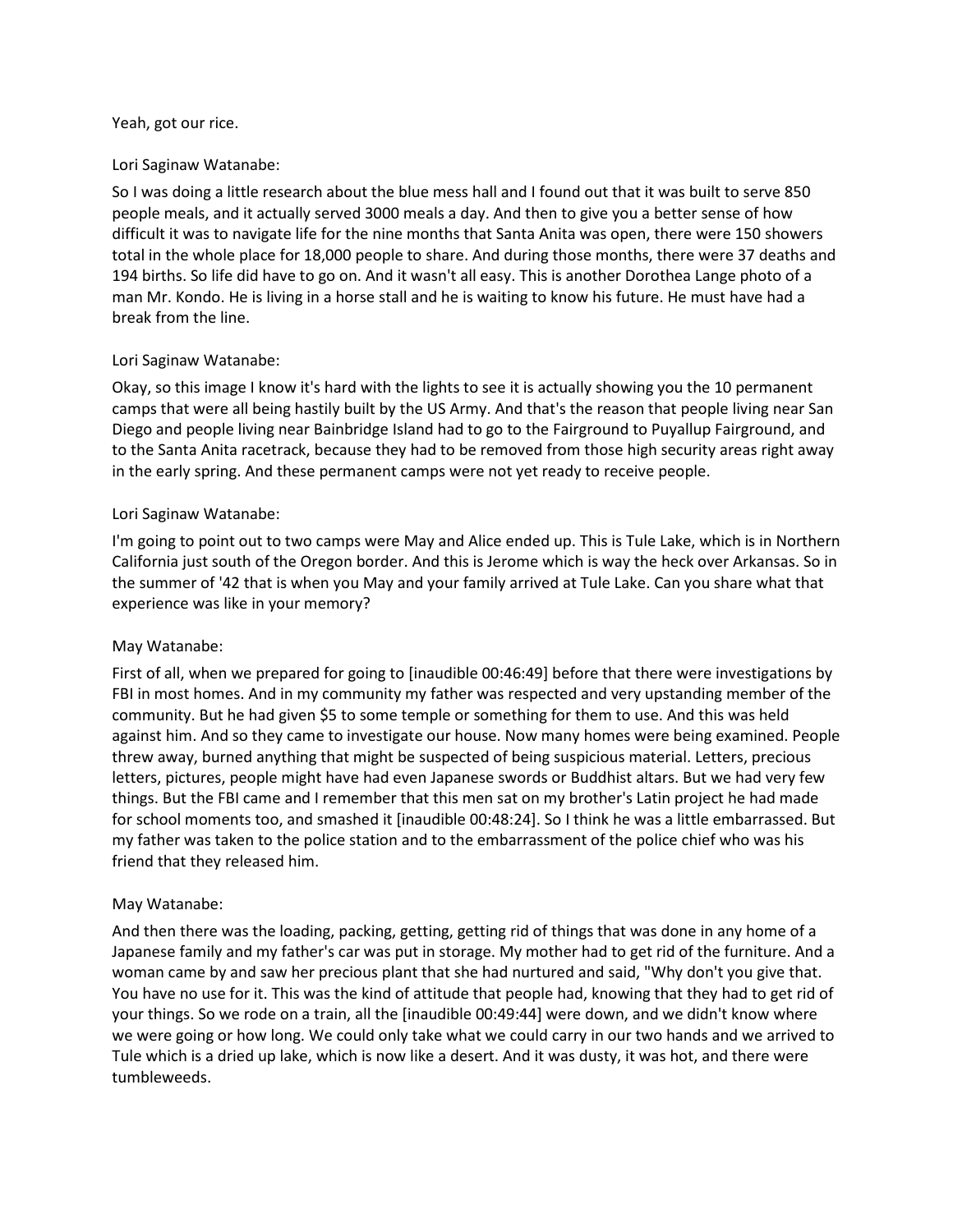Yeah, got our rice.

Lori Saginaw Watanabe:

So I was doing a little research about the blue mess hall and I found out that it was built to serve 850 people meals, and it actually served 3000 meals a day. And then to give you a better sense of how difficult it was to navigate life for the nine months that Santa Anita was open, there were 150 showers total in the whole place for 18,000 people to share. And during those months, there were 37 deaths and 194 births. So life did have to go on. And it wasn't all easy. This is another Dorothea Lange photo of a man Mr. Kondo. He is living in a horse stall and he is waiting to know his future. He must have had a break from the line.

Lori Saginaw Watanabe:

Okay, so this image I know it's hard with the lights to see it is actually showing you the 10 permanent camps that were all being hastily built by the US Army. And that's the reason that people living near San Diego and people living near Bainbridge Island had to go to the Fairground to Puyallup Fairground, and to the Santa Anita racetrack, because they had to be removed from those high security areas right away in the early spring. And these permanent camps were not yet ready to receive people.

Lori Saginaw Watanabe:

I'm going to point out to two camps were May and Alice ended up. This is Tule Lake, which is in Northern California just south of the Oregon border. And this is Jerome which is way the heck over Arkansas. So in the summer of '42 that is when you May and your family arrived at Tule Lake. Can you share what that experience was like in your memory?

May Watanabe:

First of all, when we prepared for going to [inaudible 00:46:49] before that there were investigations by FBI in most homes. And in my community my father was respected and very upstanding member of the community. But he had given $5 to some temple or something for them to use. And this was held against him. And so they came to investigate our house. Now many homes were being examined. People threw away, burned anything that might be suspected of being suspicious material. Letters, precious letters, pictures, people might have had even Japanese swords or Buddhist altars. But we had very few things. But the FBI came and I remember that this men sat on my brother's Latin project he had made for school moments too, and smashed it [inaudible 00:48:24]. So I think he was a little embarrassed. But my father was taken to the police station and to the embarrassment of the police chief who was his friend that they released him.

May Watanabe:

And then there was the loading, packing, getting, getting rid of things that was done in any home of a Japanese family and my father's car was put in storage. My mother had to get rid of the furniture. And a woman came by and saw her precious plant that she had nurtured and said, "Why don't you give that. You have no use for it. This was the kind of attitude that people had, knowing that they had to get rid of your things. So we rode on a train, all the [inaudible 00:49:44] were down, and we didn't know where we were going or how long. We could only take what we could carry in our two hands and we arrived to Tule which is a dried up lake, which is now like a desert. And it was dusty, it was hot, and there were tumbleweeds.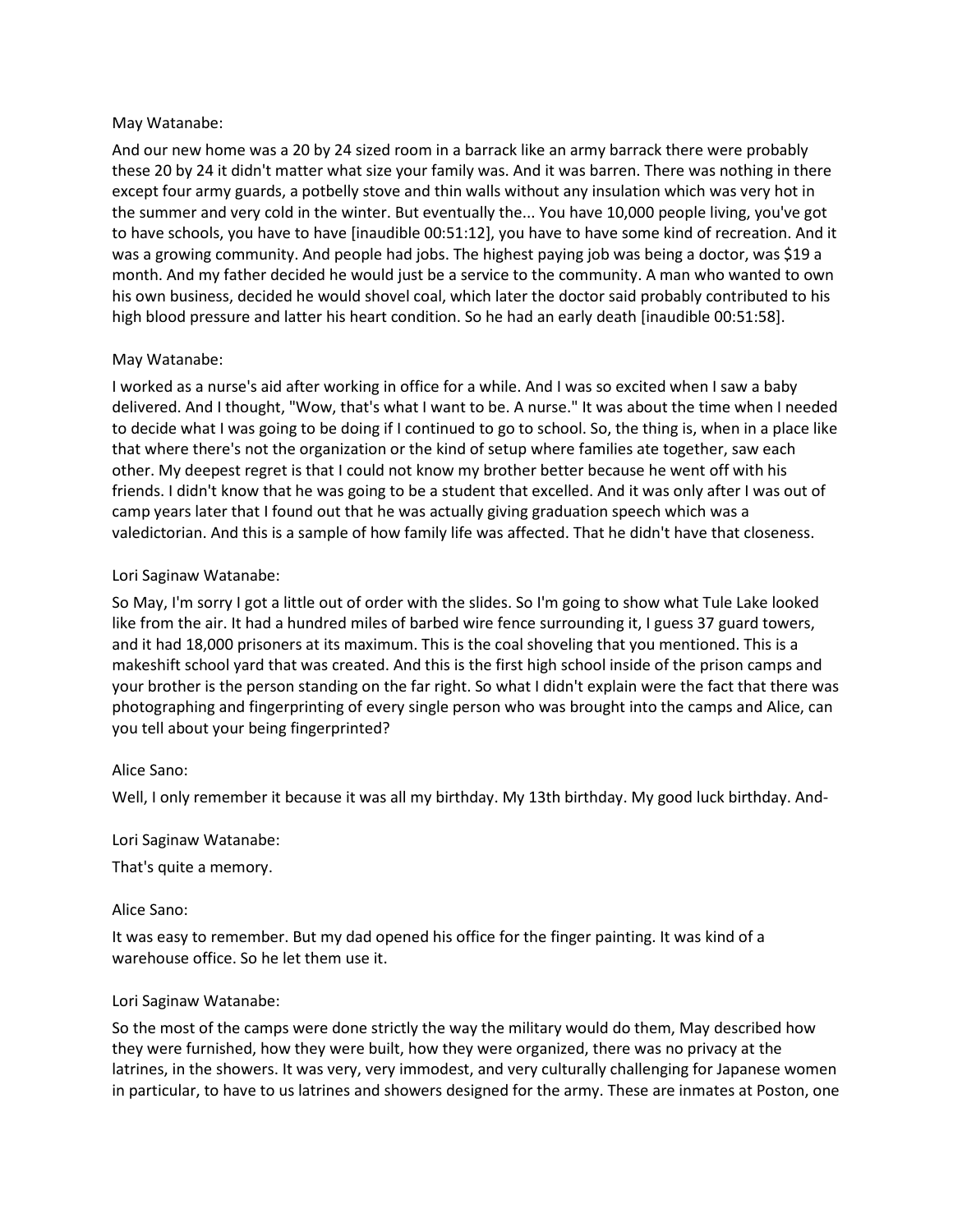May Watanabe:

And our new home was a 20 by 24 sized room in a barrack like an army barrack there were probably these 20 by 24 it didn't matter what size your family was. And it was barren. There was nothing in there except four army guards, a potbelly stove and thin walls without any insulation which was very hot in the summer and very cold in the winter. But eventually the... You have 10,000 people living, you've got to have schools, you have to have [inaudible 00:51:12], you have to have some kind of recreation. And it was a growing community. And people had jobs. The highest paying job was being a doctor, was $19 a month. And my father decided he would just be a service to the community. A man who wanted to own his own business, decided he would shovel coal, which later the doctor said probably contributed to his high blood pressure and latter his heart condition. So he had an early death [inaudible 00:51:58].

May Watanabe:

I worked as a nurse's aid after working in office for a while. And I was so excited when I saw a baby delivered. And I thought, "Wow, that's what I want to be. A nurse." It was about the time when I needed to decide what I was going to be doing if I continued to go to school. So, the thing is, when in a place like that where there's not the organization or the kind of setup where families ate together, saw each other. My deepest regret is that I could not know my brother better because he went off with his friends. I didn't know that he was going to be a student that excelled. And it was only after I was out of camp years later that I found out that he was actually giving graduation speech which was a valedictorian. And this is a sample of how family life was affected. That he didn't have that closeness.

Lori Saginaw Watanabe:

So May, I'm sorry I got a little out of order with the slides. So I'm going to show what Tule Lake looked like from the air. It had a hundred miles of barbed wire fence surrounding it, I guess 37 guard towers, and it had 18,000 prisoners at its maximum. This is the coal shoveling that you mentioned. This is a makeshift school yard that was created. And this is the first high school inside of the prison camps and your brother is the person standing on the far right. So what I didn't explain were the fact that there was photographing and fingerprinting of every single person who was brought into the camps and Alice, can you tell about your being fingerprinted?

Alice Sano:

Well, I only remember it because it was all my birthday. My 13th birthday. My good luck birthday. And-

Lori Saginaw Watanabe:

That's quite a memory.

Alice Sano:

It was easy to remember. But my dad opened his office for the finger painting. It was kind of a warehouse office. So he let them use it.

Lori Saginaw Watanabe:

So the most of the camps were done strictly the way the military would do them, May described how they were furnished, how they were built, how they were organized, there was no privacy at the latrines, in the showers. It was very, very immodest, and very culturally challenging for Japanese women in particular, to have to us latrines and showers designed for the army. These are inmates at Poston, one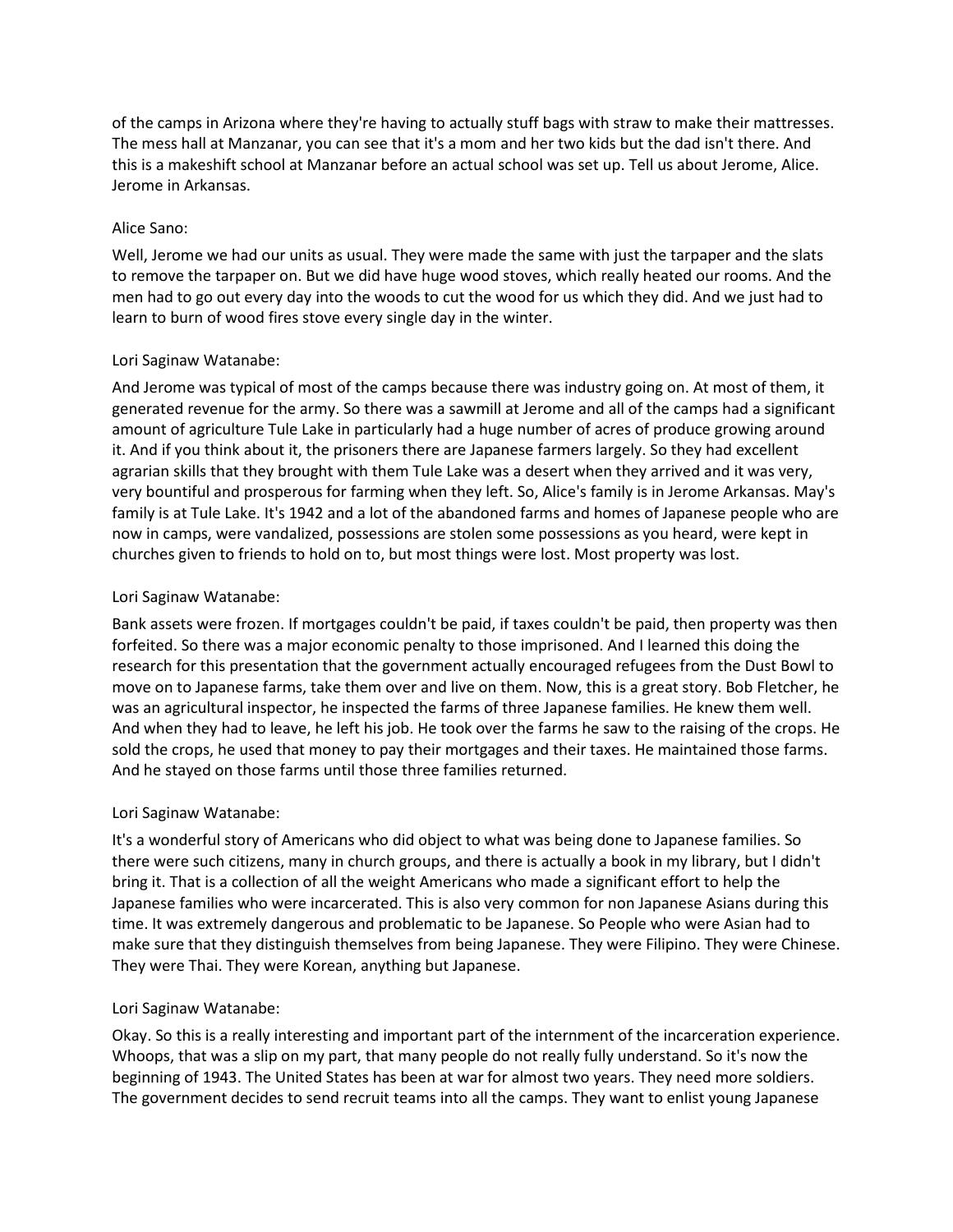of the camps in Arizona where they're having to actually stuff bags with straw to make their mattresses. The mess hall at Manzanar, you can see that it's a mom and her two kids but the dad isn't there. And this is a makeshift school at Manzanar before an actual school was set up. Tell us about Jerome, Alice. Jerome in Arkansas.

Alice Sano:

Well, Jerome we had our units as usual. They were made the same with just the tarpaper and the slats to remove the tarpaper on. But we did have huge wood stoves, which really heated our rooms. And the men had to go out every day into the woods to cut the wood for us which they did. And we just had to learn to burn of wood fires stove every single day in the winter.

Lori Saginaw Watanabe:

And Jerome was typical of most of the camps because there was industry going on. At most of them, it generated revenue for the army. So there was a sawmill at Jerome and all of the camps had a significant amount of agriculture Tule Lake in particularly had a huge number of acres of produce growing around it. And if you think about it, the prisoners there are Japanese farmers largely. So they had excellent agrarian skills that they brought with them Tule Lake was a desert when they arrived and it was very, very bountiful and prosperous for farming when they left. So, Alice's family is in Jerome Arkansas. May's family is at Tule Lake. It's 1942 and a lot of the abandoned farms and homes of Japanese people who are now in camps, were vandalized, possessions are stolen some possessions as you heard, were kept in churches given to friends to hold on to, but most things were lost. Most property was lost.

Lori Saginaw Watanabe:

Bank assets were frozen. If mortgages couldn't be paid, if taxes couldn't be paid, then property was then forfeited. So there was a major economic penalty to those imprisoned. And I learned this doing the research for this presentation that the government actually encouraged refugees from the Dust Bowl to move on to Japanese farms, take them over and live on them. Now, this is a great story. Bob Fletcher, he was an agricultural inspector, he inspected the farms of three Japanese families. He knew them well. And when they had to leave, he left his job. He took over the farms he saw to the raising of the crops. He sold the crops, he used that money to pay their mortgages and their taxes. He maintained those farms. And he stayed on those farms until those three families returned.

Lori Saginaw Watanabe:

It's a wonderful story of Americans who did object to what was being done to Japanese families. So there were such citizens, many in church groups, and there is actually a book in my library, but I didn't bring it. That is a collection of all the weight Americans who made a significant effort to help the Japanese families who were incarcerated. This is also very common for non Japanese Asians during this time. It was extremely dangerous and problematic to be Japanese. So People who were Asian had to make sure that they distinguish themselves from being Japanese. They were Filipino. They were Chinese. They were Thai. They were Korean, anything but Japanese.

Lori Saginaw Watanabe:

Okay. So this is a really interesting and important part of the internment of the incarceration experience. Whoops, that was a slip on my part, that many people do not really fully understand. So it's now the beginning of 1943. The United States has been at war for almost two years. They need more soldiers. The government decides to send recruit teams into all the camps. They want to enlist young Japanese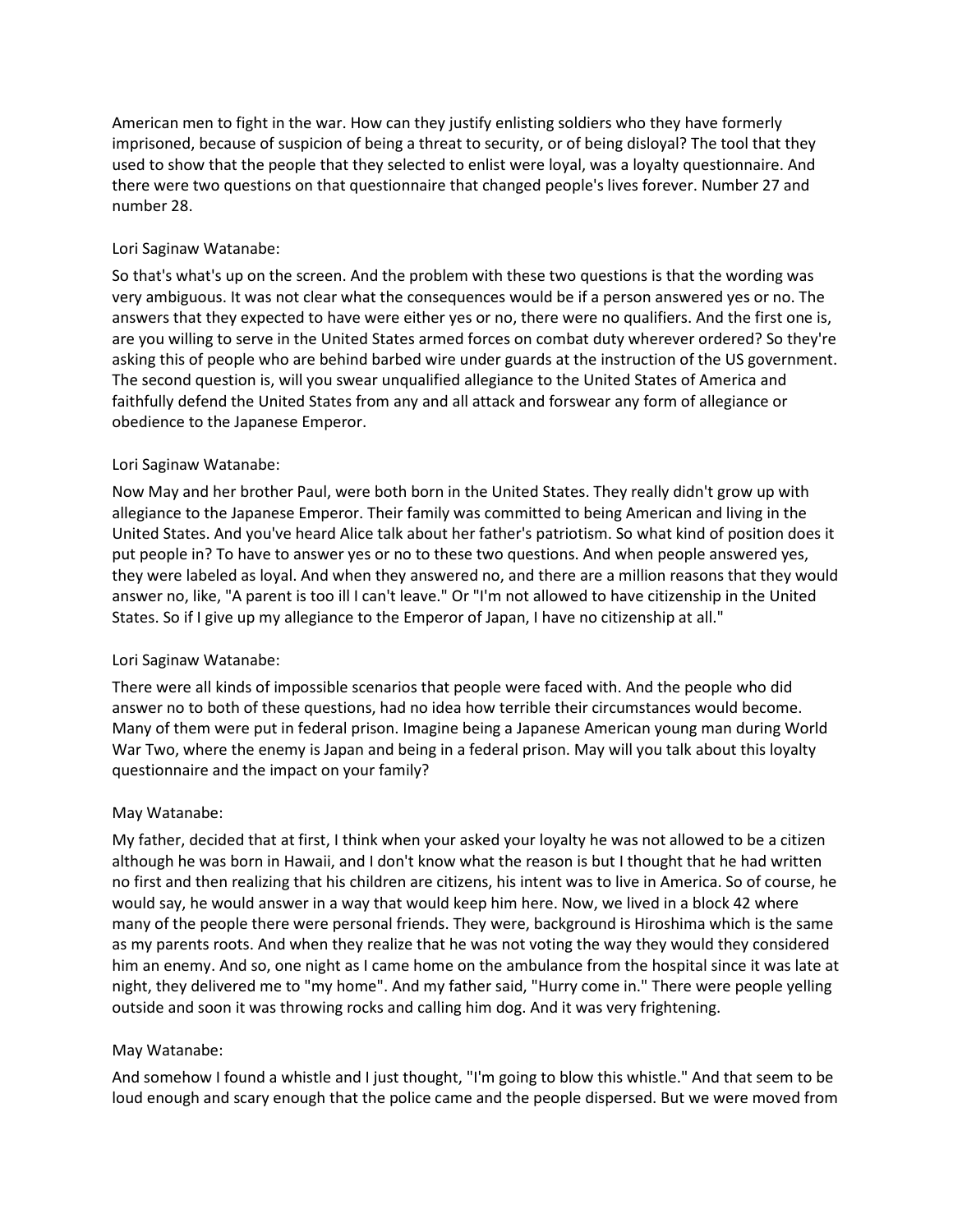American men to fight in the war. How can they justify enlisting soldiers who they have formerly imprisoned, because of suspicion of being a threat to security, or of being disloyal? The tool that they used to show that the people that they selected to enlist were loyal, was a loyalty questionnaire. And there were two questions on that questionnaire that changed people's lives forever. Number 27 and number 28.

Lori Saginaw Watanabe:

So that's what's up on the screen. And the problem with these two questions is that the wording was very ambiguous. It was not clear what the consequences would be if a person answered yes or no. The answers that they expected to have were either yes or no, there were no qualifiers. And the first one is, are you willing to serve in the United States armed forces on combat duty wherever ordered? So they're asking this of people who are behind barbed wire under guards at the instruction of the US government. The second question is, will you swear unqualified allegiance to the United States of America and faithfully defend the United States from any and all attack and forswear any form of allegiance or obedience to the Japanese Emperor.

Lori Saginaw Watanabe:

Now May and her brother Paul, were both born in the United States. They really didn't grow up with allegiance to the Japanese Emperor. Their family was committed to being American and living in the United States. And you've heard Alice talk about her father's patriotism. So what kind of position does it put people in? To have to answer yes or no to these two questions. And when people answered yes, they were labeled as loyal. And when they answered no, and there are a million reasons that they would answer no, like, "A parent is too ill I can't leave." Or "I'm not allowed to have citizenship in the United States. So if I give up my allegiance to the Emperor of Japan, I have no citizenship at all."

Lori Saginaw Watanabe:

There were all kinds of impossible scenarios that people were faced with. And the people who did answer no to both of these questions, had no idea how terrible their circumstances would become. Many of them were put in federal prison. Imagine being a Japanese American young man during World War Two, where the enemy is Japan and being in a federal prison. May will you talk about this loyalty questionnaire and the impact on your family?

May Watanabe:

My father, decided that at first, I think when your asked your loyalty he was not allowed to be a citizen although he was born in Hawaii, and I don't know what the reason is but I thought that he had written no first and then realizing that his children are citizens, his intent was to live in America. So of course, he would say, he would answer in a way that would keep him here. Now, we lived in a block 42 where many of the people there were personal friends. They were, background is Hiroshima which is the same as my parents roots. And when they realize that he was not voting the way they would they considered him an enemy. And so, one night as I came home on the ambulance from the hospital since it was late at night, they delivered me to "my home". And my father said, "Hurry come in." There were people yelling outside and soon it was throwing rocks and calling him dog. And it was very frightening.

May Watanabe:

And somehow I found a whistle and I just thought, "I'm going to blow this whistle." And that seem to be loud enough and scary enough that the police came and the people dispersed. But we were moved from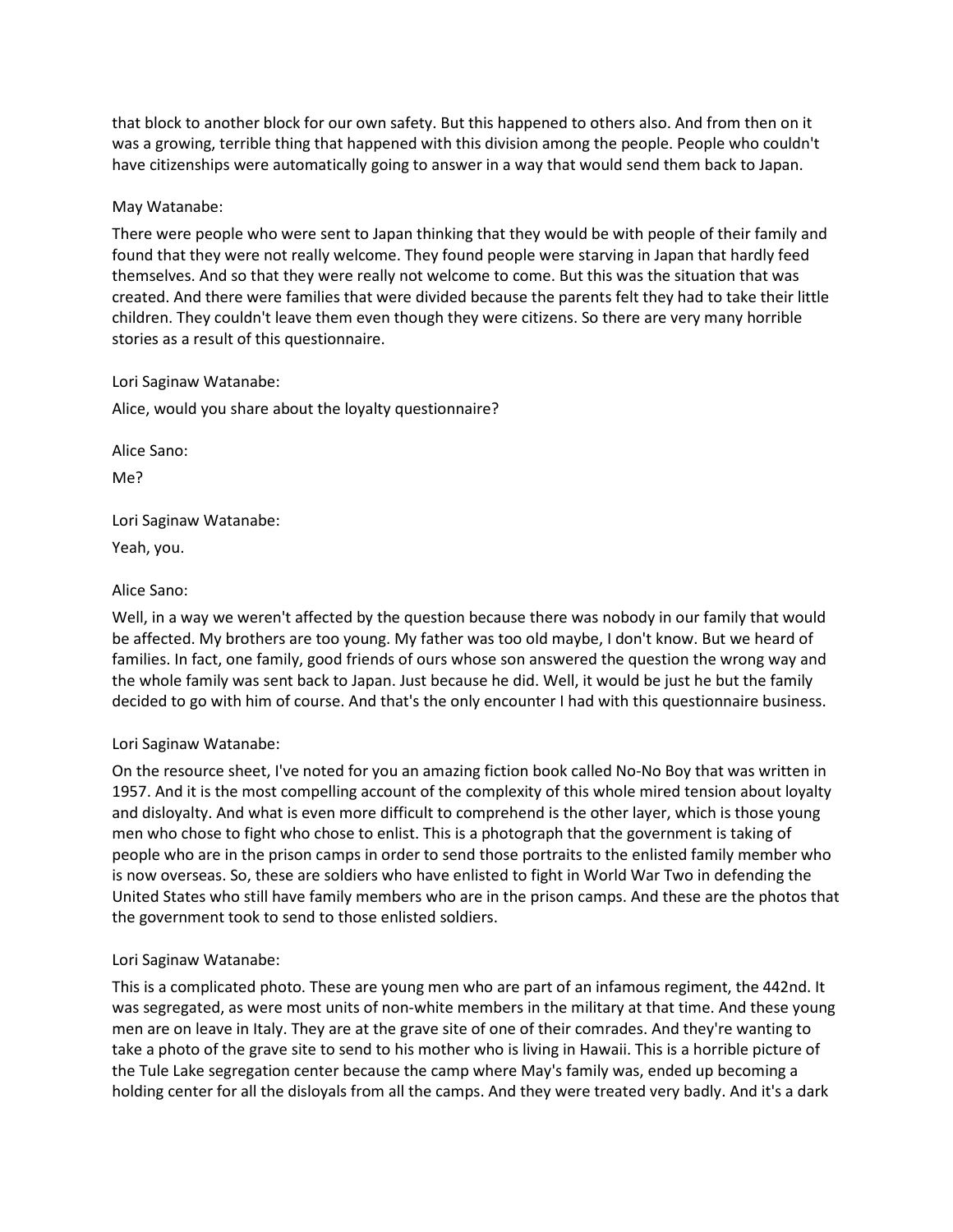that block to another block for our own safety. But this happened to others also. And from then on it was a growing, terrible thing that happened with this division among the people. People who couldn't have citizenships were automatically going to answer in a way that would send them back to Japan.

May Watanabe:

There were people who were sent to Japan thinking that they would be with people of their family and found that they were not really welcome. They found people were starving in Japan that hardly feed themselves. And so that they were really not welcome to come. But this was the situation that was created. And there were families that were divided because the parents felt they had to take their little children. They couldn't leave them even though they were citizens. So there are very many horrible stories as a result of this questionnaire.

Lori Saginaw Watanabe:

Alice, would you share about the loyalty questionnaire?

Alice Sano:

Me?

Lori Saginaw Watanabe:

Yeah, you.

Alice Sano:

Well, in a way we weren't affected by the question because there was nobody in our family that would be affected. My brothers are too young. My father was too old maybe, I don't know. But we heard of families. In fact, one family, good friends of ours whose son answered the question the wrong way and the whole family was sent back to Japan. Just because he did. Well, it would be just he but the family decided to go with him of course. And that's the only encounter I had with this questionnaire business.

Lori Saginaw Watanabe:

On the resource sheet, I've noted for you an amazing fiction book called No-No Boy that was written in 1957. And it is the most compelling account of the complexity of this whole mired tension about loyalty and disloyalty. And what is even more difficult to comprehend is the other layer, which is those young men who chose to fight who chose to enlist. This is a photograph that the government is taking of people who are in the prison camps in order to send those portraits to the enlisted family member who is now overseas. So, these are soldiers who have enlisted to fight in World War Two in defending the United States who still have family members who are in the prison camps. And these are the photos that the government took to send to those enlisted soldiers.

Lori Saginaw Watanabe:

This is a complicated photo. These are young men who are part of an infamous regiment, the 442nd. It was segregated, as were most units of non-white members in the military at that time. And these young men are on leave in Italy. They are at the grave site of one of their comrades. And they're wanting to take a photo of the grave site to send to his mother who is living in Hawaii. This is a horrible picture of the Tule Lake segregation center because the camp where May's family was, ended up becoming a holding center for all the disloyals from all the camps. And they were treated very badly. And it's a dark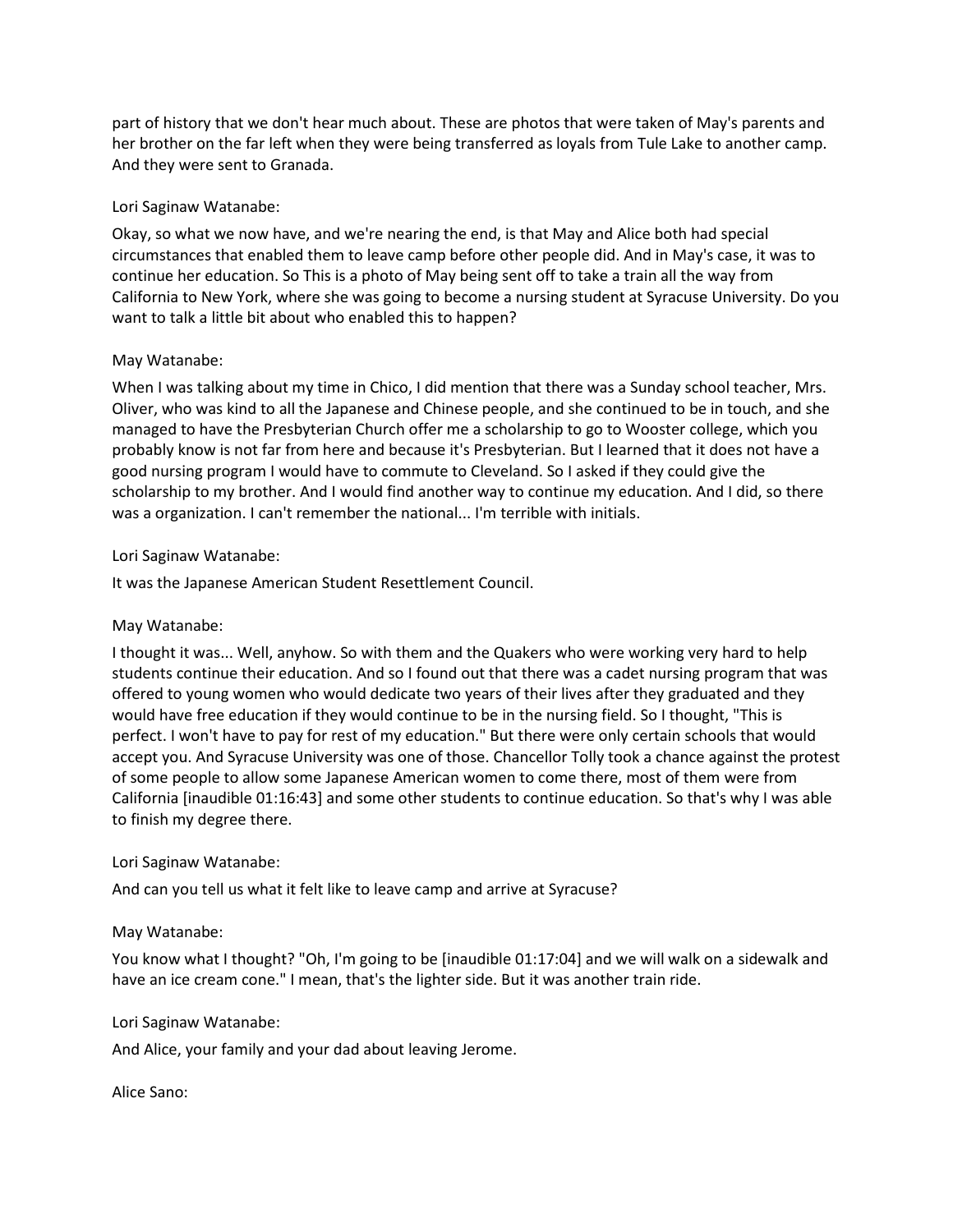part of history that we don't hear much about. These are photos that were taken of May's parents and her brother on the far left when they were being transferred as loyals from Tule Lake to another camp. And they were sent to Granada.

Lori Saginaw Watanabe:

Okay, so what we now have, and we're nearing the end, is that May and Alice both had special circumstances that enabled them to leave camp before other people did. And in May's case, it was to continue her education. So This is a photo of May being sent off to take a train all the way from California to New York, where she was going to become a nursing student at Syracuse University. Do you want to talk a little bit about who enabled this to happen?

May Watanabe:

When I was talking about my time in Chico, I did mention that there was a Sunday school teacher, Mrs. Oliver, who was kind to all the Japanese and Chinese people, and she continued to be in touch, and she managed to have the Presbyterian Church offer me a scholarship to go to Wooster college, which you probably know is not far from here and because it's Presbyterian. But I learned that it does not have a good nursing program I would have to commute to Cleveland. So I asked if they could give the scholarship to my brother. And I would find another way to continue my education. And I did, so there was a organization. I can't remember the national... I'm terrible with initials.

Lori Saginaw Watanabe:

It was the Japanese American Student Resettlement Council.

May Watanabe:

I thought it was... Well, anyhow. So with them and the Quakers who were working very hard to help students continue their education. And so I found out that there was a cadet nursing program that was offered to young women who would dedicate two years of their lives after they graduated and they would have free education if they would continue to be in the nursing field. So I thought, "This is perfect. I won't have to pay for rest of my education." But there were only certain schools that would accept you. And Syracuse University was one of those. Chancellor Tolly took a chance against the protest of some people to allow some Japanese American women to come there, most of them were from California [inaudible 01:16:43] and some other students to continue education. So that's why I was able to finish my degree there.

Lori Saginaw Watanabe:

And can you tell us what it felt like to leave camp and arrive at Syracuse?

May Watanabe:

You know what I thought? "Oh, I'm going to be [inaudible 01:17:04] and we will walk on a sidewalk and have an ice cream cone." I mean, that's the lighter side. But it was another train ride.

Lori Saginaw Watanabe:

And Alice, your family and your dad about leaving Jerome.

Alice Sano: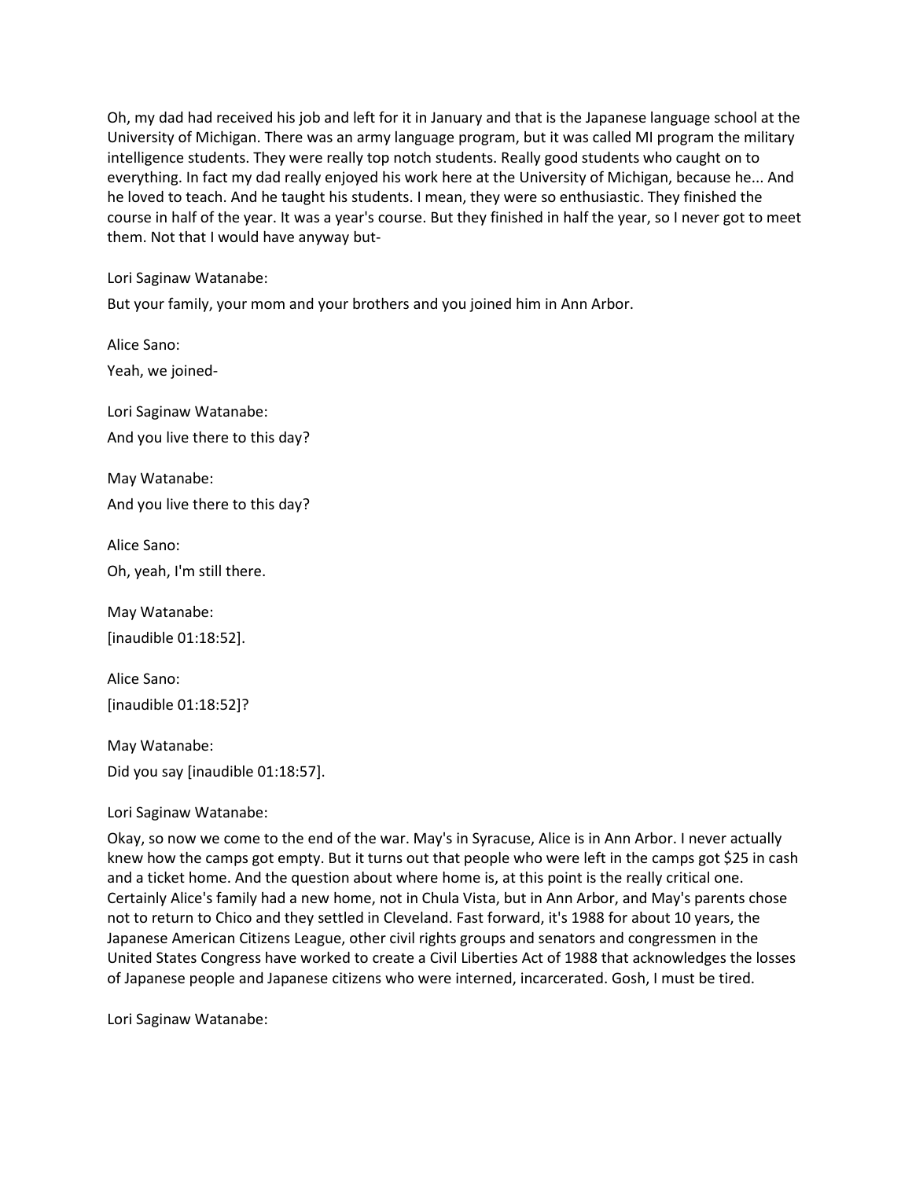Oh, my dad had received his job and left for it in January and that is the Japanese language school at the University of Michigan. There was an army language program, but it was called MI program the military intelligence students. They were really top notch students. Really good students who caught on to everything. In fact my dad really enjoyed his work here at the University of Michigan, because he... And he loved to teach. And he taught his students. I mean, they were so enthusiastic. They finished the course in half of the year. It was a year's course. But they finished in half the year, so I never got to meet them. Not that I would have anyway but-

Lori Saginaw Watanabe:

But your family, your mom and your brothers and you joined him in Ann Arbor.

Alice Sano:

Yeah, we joined-

Lori Saginaw Watanabe:

And you live there to this day?

May Watanabe:

And you live there to this day?

Alice Sano:

Oh, yeah, I'm still there.

May Watanabe:

[inaudible 01:18:52].

Alice Sano:

[inaudible 01:18:52]?

May Watanabe:

Did you say [inaudible 01:18:57].

Lori Saginaw Watanabe:

Okay, so now we come to the end of the war. May's in Syracuse, Alice is in Ann Arbor. I never actually knew how the camps got empty. But it turns out that people who were left in the camps got $25 in cash and a ticket home. And the question about where home is, at this point is the really critical one. Certainly Alice's family had a new home, not in Chula Vista, but in Ann Arbor, and May's parents chose not to return to Chico and they settled in Cleveland. Fast forward, it's 1988 for about 10 years, the Japanese American Citizens League, other civil rights groups and senators and congressmen in the United States Congress have worked to create a Civil Liberties Act of 1988 that acknowledges the losses of Japanese people and Japanese citizens who were interned, incarcerated. Gosh, I must be tired.

Lori Saginaw Watanabe: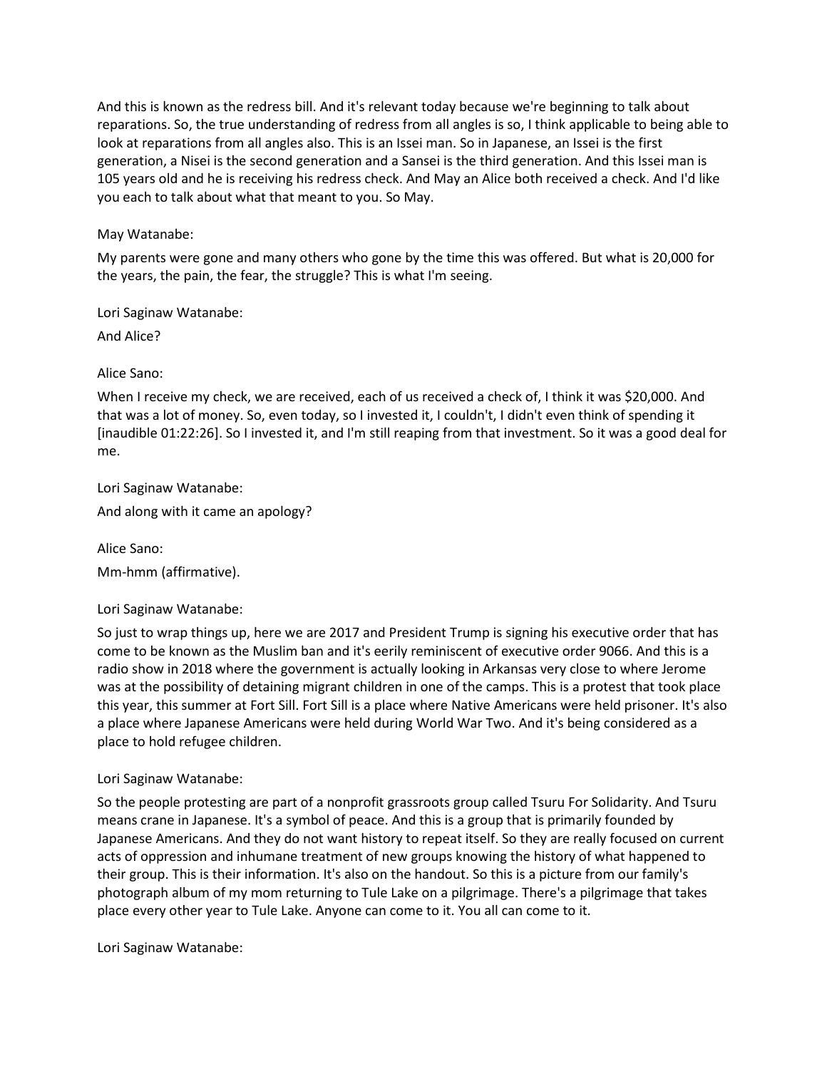And this is known as the redress bill. And it's relevant today because we're beginning to talk about reparations. So, the true understanding of redress from all angles is so, I think applicable to being able to look at reparations from all angles also. This is an Issei man. So in Japanese, an Issei is the first generation, a Nisei is the second generation and a Sansei is the third generation. And this Issei man is 105 years old and he is receiving his redress check. And May an Alice both received a check. And I'd like you each to talk about what that meant to you. So May.

May Watanabe:

My parents were gone and many others who gone by the time this was offered. But what is 20,000 for the years, the pain, the fear, the struggle? This is what I'm seeing.

Lori Saginaw Watanabe:

And Alice?

Alice Sano:

When I receive my check, we are received, each of us received a check of, I think it was $20,000. And that was a lot of money. So, even today, so I invested it, I couldn't, I didn't even think of spending it [inaudible 01:22:26]. So I invested it, and I'm still reaping from that investment. So it was a good deal for me.

Lori Saginaw Watanabe:

And along with it came an apology?

Alice Sano:

Mm-hmm (affirmative).

Lori Saginaw Watanabe:

So just to wrap things up, here we are 2017 and President Trump is signing his executive order that has come to be known as the Muslim ban and it's eerily reminiscent of executive order 9066. And this is a radio show in 2018 where the government is actually looking in Arkansas very close to where Jerome was at the possibility of detaining migrant children in one of the camps. This is a protest that took place this year, this summer at Fort Sill. Fort Sill is a place where Native Americans were held prisoner. It's also a place where Japanese Americans were held during World War Two. And it's being considered as a place to hold refugee children.

Lori Saginaw Watanabe:

So the people protesting are part of a nonprofit grassroots group called Tsuru For Solidarity. And Tsuru means crane in Japanese. It's a symbol of peace. And this is a group that is primarily founded by Japanese Americans. And they do not want history to repeat itself. So they are really focused on current acts of oppression and inhumane treatment of new groups knowing the history of what happened to their group. This is their information. It's also on the handout. So this is a picture from our family's photograph album of my mom returning to Tule Lake on a pilgrimage. There's a pilgrimage that takes place every other year to Tule Lake. Anyone can come to it. You all can come to it.

Lori Saginaw Watanabe: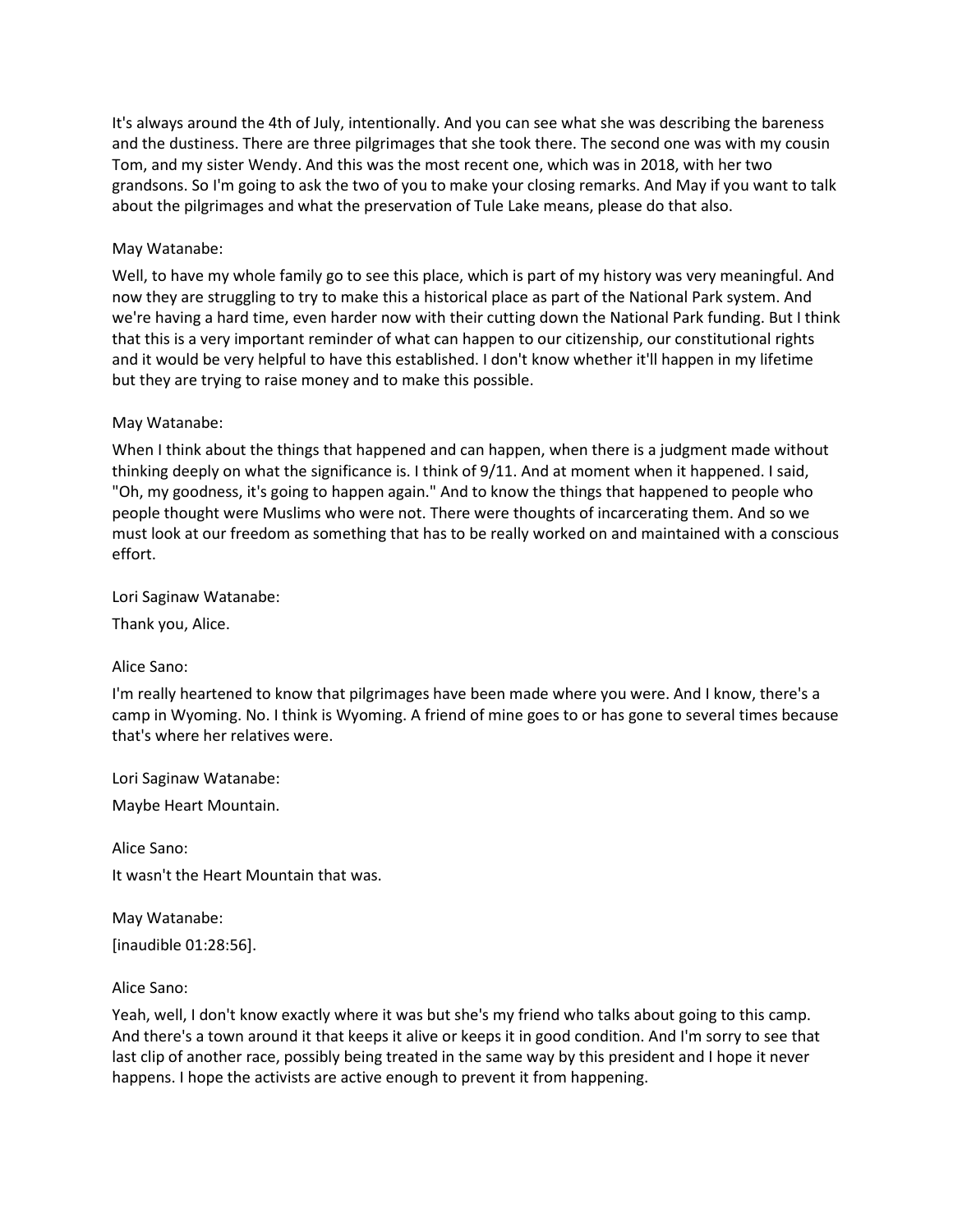It's always around the 4th of July, intentionally. And you can see what she was describing the bareness and the dustiness. There are three pilgrimages that she took there. The second one was with my cousin Tom, and my sister Wendy. And this was the most recent one, which was in 2018, with her two grandsons. So I'm going to ask the two of you to make your closing remarks. And May if you want to talk about the pilgrimages and what the preservation of Tule Lake means, please do that also.

May Watanabe:

Well, to have my whole family go to see this place, which is part of my history was very meaningful. And now they are struggling to try to make this a historical place as part of the National Park system. And we're having a hard time, even harder now with their cutting down the National Park funding. But I think that this is a very important reminder of what can happen to our citizenship, our constitutional rights and it would be very helpful to have this established. I don't know whether it'll happen in my lifetime but they are trying to raise money and to make this possible.

May Watanabe:

When I think about the things that happened and can happen, when there is a judgment made without thinking deeply on what the significance is. I think of 9/11. And at moment when it happened. I said, "Oh, my goodness, it's going to happen again." And to know the things that happened to people who people thought were Muslims who were not. There were thoughts of incarcerating them. And so we must look at our freedom as something that has to be really worked on and maintained with a conscious effort.

Lori Saginaw Watanabe:

Thank you, Alice.

Alice Sano:

I'm really heartened to know that pilgrimages have been made where you were. And I know, there's a camp in Wyoming. No. I think is Wyoming. A friend of mine goes to or has gone to several times because that's where her relatives were.

Lori Saginaw Watanabe:

Maybe Heart Mountain.

Alice Sano:

It wasn't the Heart Mountain that was.

May Watanabe:

[inaudible 01:28:56].

Alice Sano:

Yeah, well, I don't know exactly where it was but she's my friend who talks about going to this camp. And there's a town around it that keeps it alive or keeps it in good condition. And I'm sorry to see that last clip of another race, possibly being treated in the same way by this president and I hope it never happens. I hope the activists are active enough to prevent it from happening.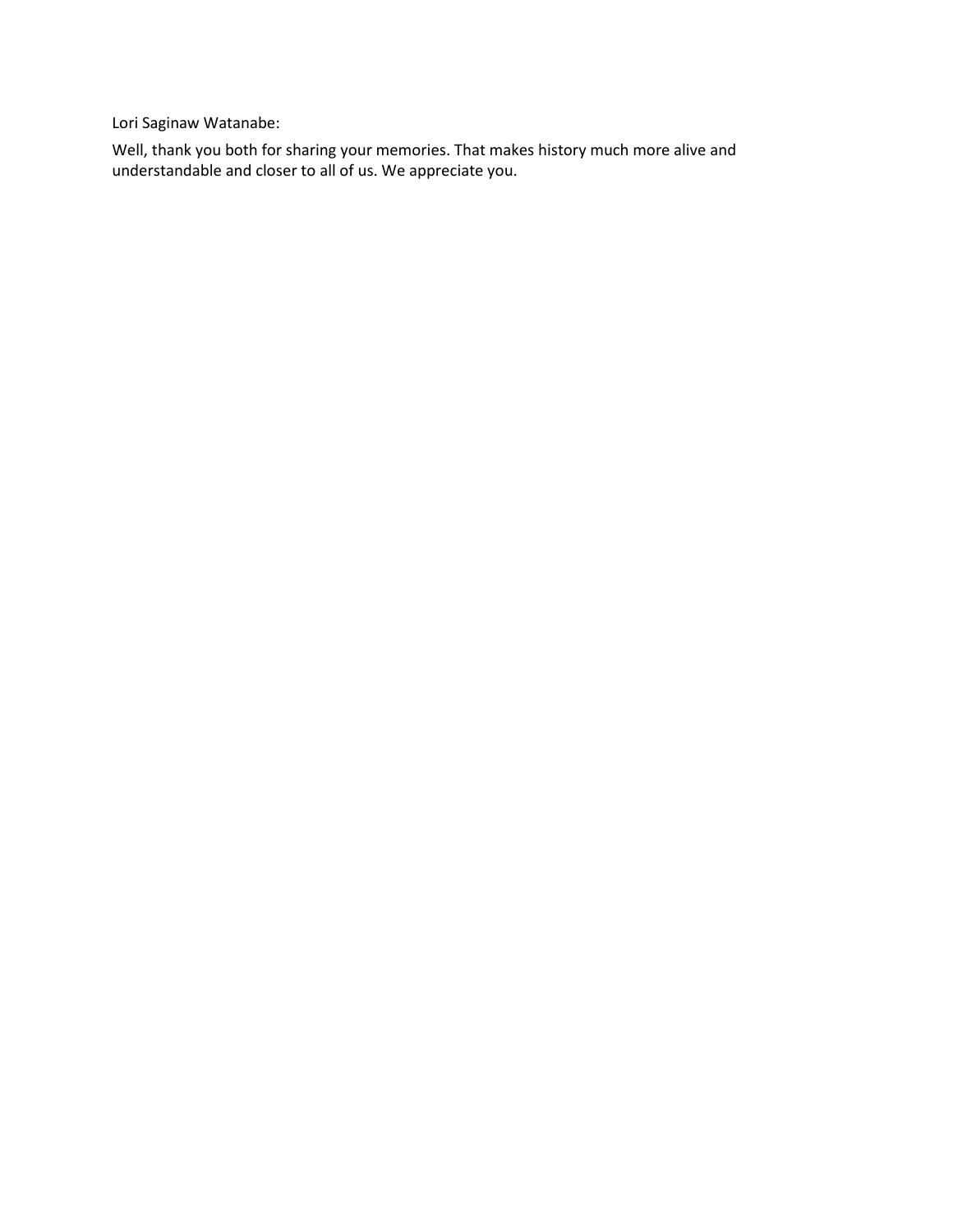Lori Saginaw Watanabe:

Well, thank you both for sharing your memories. That makes history much more alive and understandable and closer to all of us. We appreciate you.